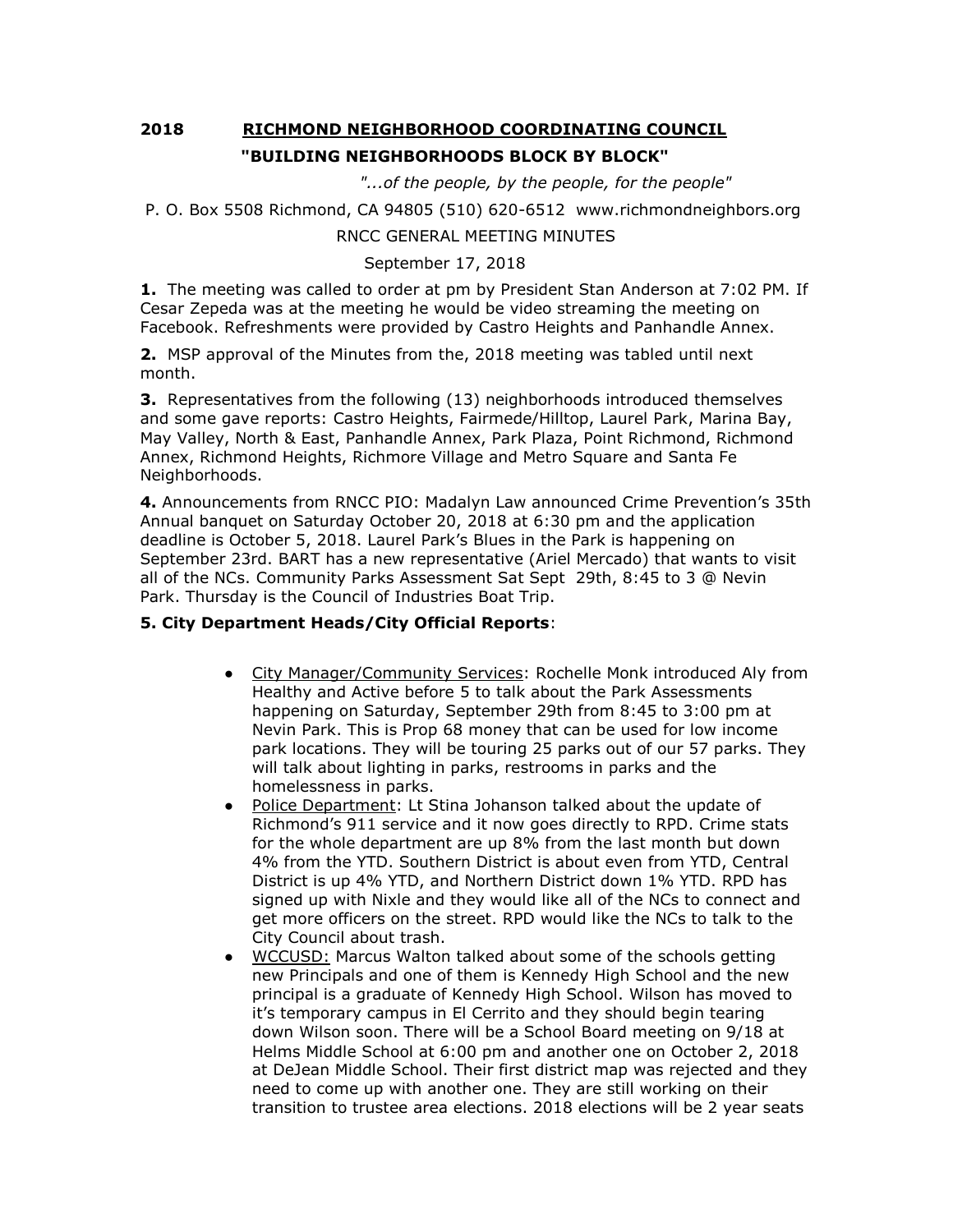# 2018 RICHMOND NEIGHBORHOOD COORDINATING COUNCIL

## "BUILDING NEIGHBORHOODS BLOCK BY BLOCK"

*"...of the people, by the people, for the people"*

P. O. Box 5508 Richmond, CA 94805 (510) 620-6512 www.richmondneighbors.org

RNCC GENERAL MEETING MINUTES

September 17, 2018

**1.** The meeting was called to order at pm by President Stan Anderson at 7:02 PM. If Cesar Zepeda was at the meeting he would be video streaming the meeting on Facebook. Refreshments were provided by Castro Heights and Panhandle Annex.

**2.** MSP approval of the Minutes from the, 2018 meeting was tabled until next month.

**3.** Representatives from the following (13) neighborhoods introduced themselves and some gave reports: Castro Heights, Fairmede/Hilltop, Laurel Park, Marina Bay, May Valley, North & East, Panhandle Annex, Park Plaza, Point Richmond, Richmond Annex, Richmond Heights, Richmore Village and Metro Square and Santa Fe Neighborhoods.

**4.** Announcements from RNCC PIO: Madalyn Law announced Crime Prevention's 35th Annual banquet on Saturday October 20, 2018 at 6:30 pm and the application deadline is October 5, 2018. Laurel Park's Blues in the Park is happening on September 23rd. BART has a new representative (Ariel Mercado) that wants to visit all of the NCs. Community Parks Assessment Sat Sept 29th, 8:45 to 3 @ Nevin Park. Thursday is the Council of Industries Boat Trip.

**5. City Department Heads/City Official Reports**:

- City Manager/Community Services: Rochelle Monk introduced Aly from Healthy and Active before 5 to talk about the Park Assessments happening on Saturday, September 29th from 8:45 to 3:00 pm at Nevin Park. This is Prop 68 money that can be used for low income park locations. They will be touring 25 parks out of our 57 parks. They will talk about lighting in parks, restrooms in parks and the homelessness in parks.
- Police Department: Lt Stina Johanson talked about the update of Richmond's 911 service and it now goes directly to RPD. Crime stats for the whole department are up 8% from the last month but down 4% from the YTD. Southern District is about even from YTD, Central District is up 4% YTD, and Northern District down 1% YTD. RPD has signed up with Nixle and they would like all of the NCs to connect and get more officers on the street. RPD would like the NCs to talk to the City Council about trash.
- WCCUSD: Marcus Walton talked about some of the schools getting new Principals and one of them is Kennedy High School and the new principal is a graduate of Kennedy High School. Wilson has moved to it's temporary campus in El Cerrito and they should begin tearing down Wilson soon. There will be a School Board meeting on 9/18 at Helms Middle School at 6:00 pm and another one on October 2, 2018 at DeJean Middle School. Their first district map was rejected and they need to come up with another one. They are still working on their transition to trustee area elections. 2018 elections will be 2 year seats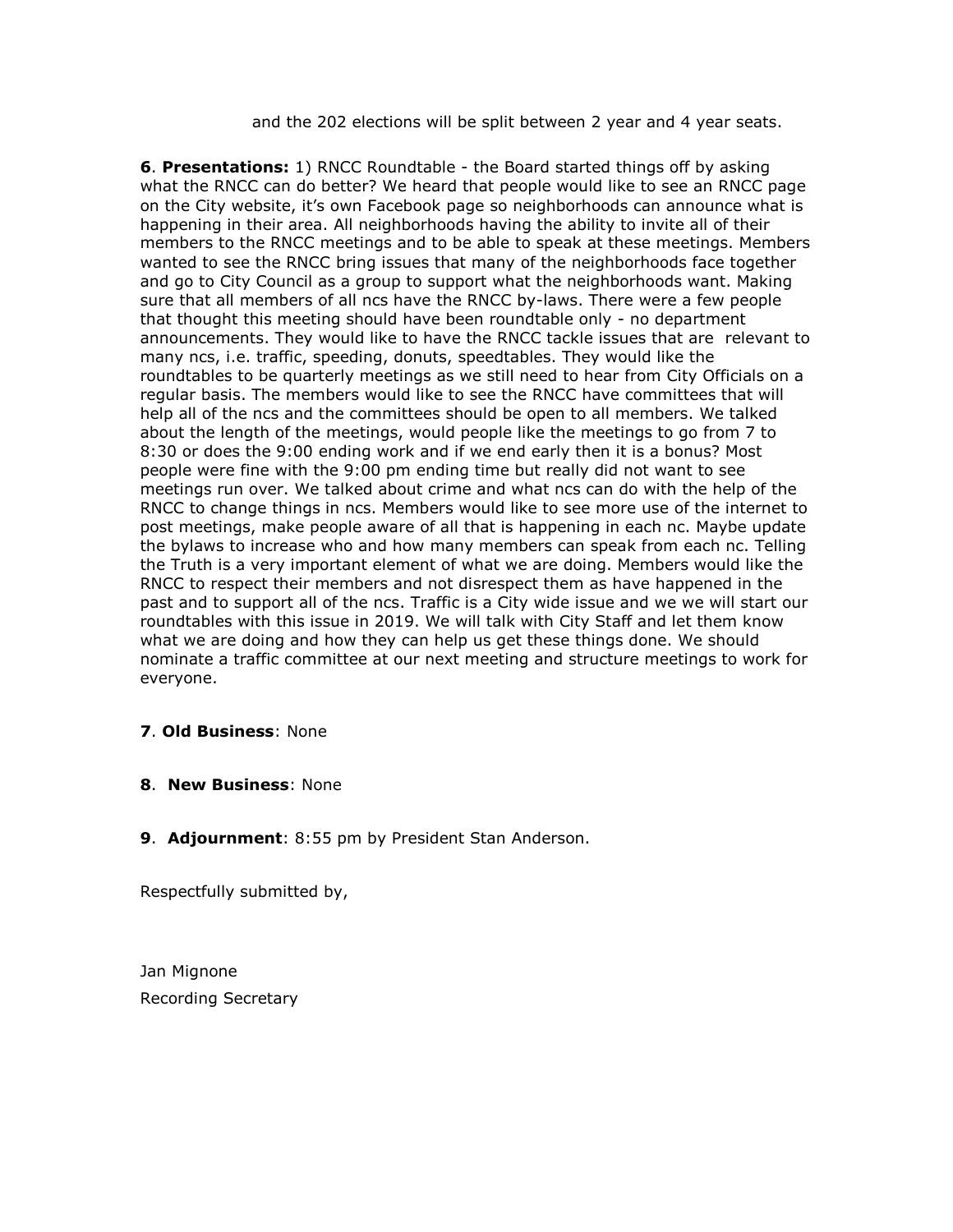and the 202 elections will be split between 2 year and 4 year seats.

**6**. **Presentations:** 1) RNCC Roundtable - the Board started things off by asking what the RNCC can do better? We heard that people would like to see an RNCC page on the City website, it's own Facebook page so neighborhoods can announce what is happening in their area. All neighborhoods having the ability to invite all of their members to the RNCC meetings and to be able to speak at these meetings. Members wanted to see the RNCC bring issues that many of the neighborhoods face together and go to City Council as a group to support what the neighborhoods want. Making sure that all members of all ncs have the RNCC by-laws. There were a few people that thought this meeting should have been roundtable only - no department announcements. They would like to have the RNCC tackle issues that are relevant to many ncs, i.e. traffic, speeding, donuts, speedtables. They would like the roundtables to be quarterly meetings as we still need to hear from City Officials on a regular basis. The members would like to see the RNCC have committees that will help all of the ncs and the committees should be open to all members. We talked about the length of the meetings, would people like the meetings to go from 7 to 8:30 or does the 9:00 ending work and if we end early then it is a bonus? Most people were fine with the 9:00 pm ending time but really did not want to see meetings run over. We talked about crime and what ncs can do with the help of the RNCC to change things in ncs. Members would like to see more use of the internet to post meetings, make people aware of all that is happening in each nc. Maybe update the bylaws to increase who and how many members can speak from each nc. Telling the Truth is a very important element of what we are doing. Members would like the RNCC to respect their members and not disrespect them as have happened in the past and to support all of the ncs. Traffic is a City wide issue and we we will start our roundtables with this issue in 2019. We will talk with City Staff and let them know what we are doing and how they can help us get these things done. We should nominate a traffic committee at our next meeting and structure meetings to work for everyone.

**7**. **Old Business**: None

**8**. **New Business**: None

**9**. **Adjournment**: 8:55 pm by President Stan Anderson.

Respectfully submitted by,

Jan Mignone
Recording Secretary